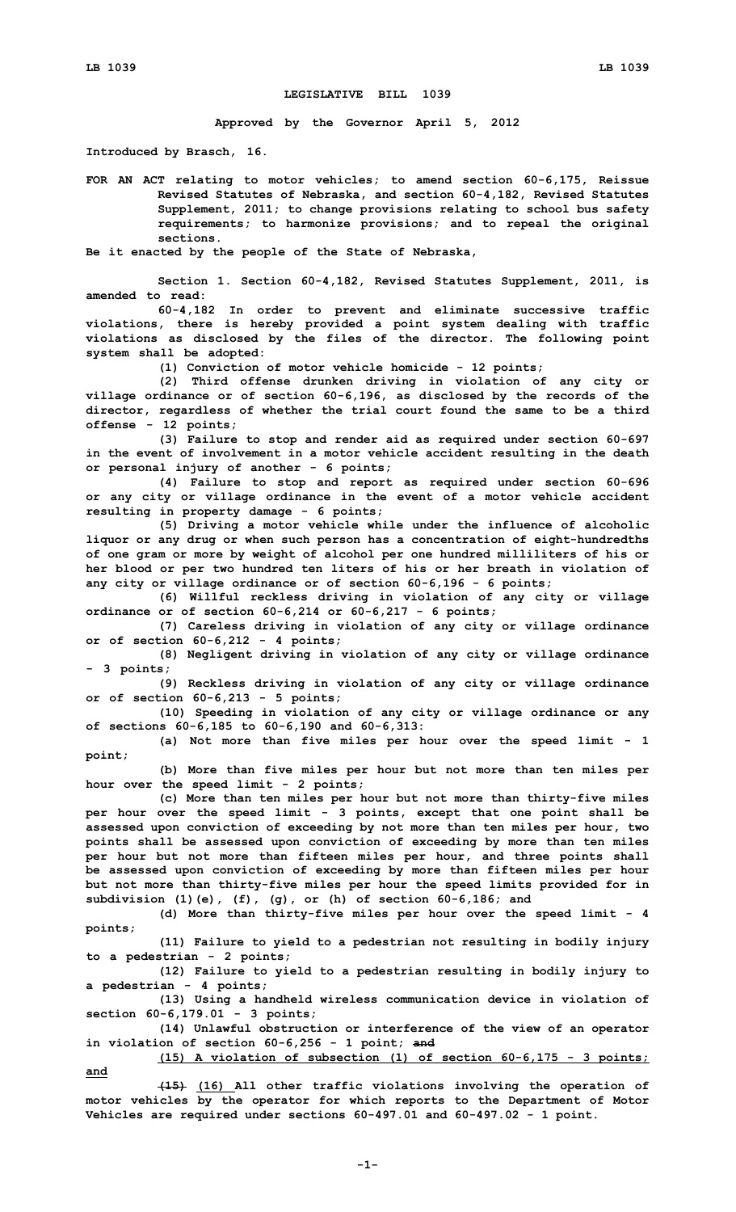# LEGISLATIVE BILL 1039

**Approved by the Governor April 5, 2012**

**Introduced by Brasch, 16.**

**FOR AN ACT relating to motor vehicles; to amend section 60-6,175, Reissue Revised Statutes of Nebraska, and section 60-4,182, Revised Statutes Supplement, 2011; to change provisions relating to school bus safety requirements; to harmonize provisions; and to repeal the original sections.**

**Be it enacted by the people of the State of Nebraska,**

**Section 1. Section 60-4,182, Revised Statutes Supplement, 2011, is amended to read:**

**60-4,182 In order to prevent and eliminate successive traffic violations, there is hereby provided a point system dealing with traffic violations as disclosed by the files of the director. The following point system shall be adopted:**

**(1) Conviction of motor vehicle homicide - 12 points;**

**(2) Third offense drunken driving in violation of any city or village ordinance or of section 60-6,196, as disclosed by the records of the director, regardless of whether the trial court found the same to be a third offense - 12 points;**

**(3) Failure to stop and render aid as required under section 60-697 in the event of involvement in a motor vehicle accident resulting in the death or personal injury of another - 6 points;**

**(4) Failure to stop and report as required under section 60-696 or any city or village ordinance in the event of a motor vehicle accident resulting in property damage - 6 points;**

**(5) Driving a motor vehicle while under the influence of alcoholic liquor or any drug or when such person has a concentration of eight-hundredths of one gram or more by weight of alcohol per one hundred milliliters of his or her blood or per two hundred ten liters of his or her breath in violation of any city or village ordinance or of section 60-6,196 - 6 points;**

**(6) Willful reckless driving in violation of any city or village ordinance or of section 60-6,214 or 60-6,217 - 6 points;**

**(7) Careless driving in violation of any city or village ordinance or of section 60-6,212 - 4 points;**

**(8) Negligent driving in violation of any city or village ordinance - 3 points;**

**(9) Reckless driving in violation of any city or village ordinance or of section 60-6,213 - 5 points;**

**(10) Speeding in violation of any city or village ordinance or any of sections 60-6,185 to 60-6,190 and 60-6,313:**

**(a) Not more than five miles per hour over the speed limit - 1 point;**

**(b) More than five miles per hour but not more than ten miles per hour over the speed limit - 2 points;**

**(c) More than ten miles per hour but not more than thirty-five miles per hour over the speed limit - 3 points, except that one point shall be assessed upon conviction of exceeding by not more than ten miles per hour, two points shall be assessed upon conviction of exceeding by more than ten miles per hour but not more than fifteen miles per hour, and three points shall be assessed upon conviction of exceeding by more than fifteen miles per hour but not more than thirty-five miles per hour the speed limits provided for in subdivision (1)(e), (f), (g), or (h) of section 60-6,186; and**

**(d) More than thirty-five miles per hour over the speed limit - 4 points;**

**(11) Failure to yield to a pedestrian not resulting in bodily injury to a pedestrian - 2 points;**

**(12) Failure to yield to a pedestrian resulting in bodily injury to a pedestrian - 4 points;**

**(13) Using a handheld wireless communication device in violation of section 60-6,179.01 - 3 points;**

**(14) Unlawful obstruction or interference of the view of an operator in violation of section 60-6,256 - 1 point; ~~and~~**

**<u>(15) A violation of subsection (1) of section 60-6,175 - 3 points; and</u>**

**~~(15)~~ <u>(16)</u> All other traffic violations involving the operation of motor vehicles by the operator for which reports to the Department of Motor Vehicles are required under sections 60-497.01 and 60-497.02 - 1 point.**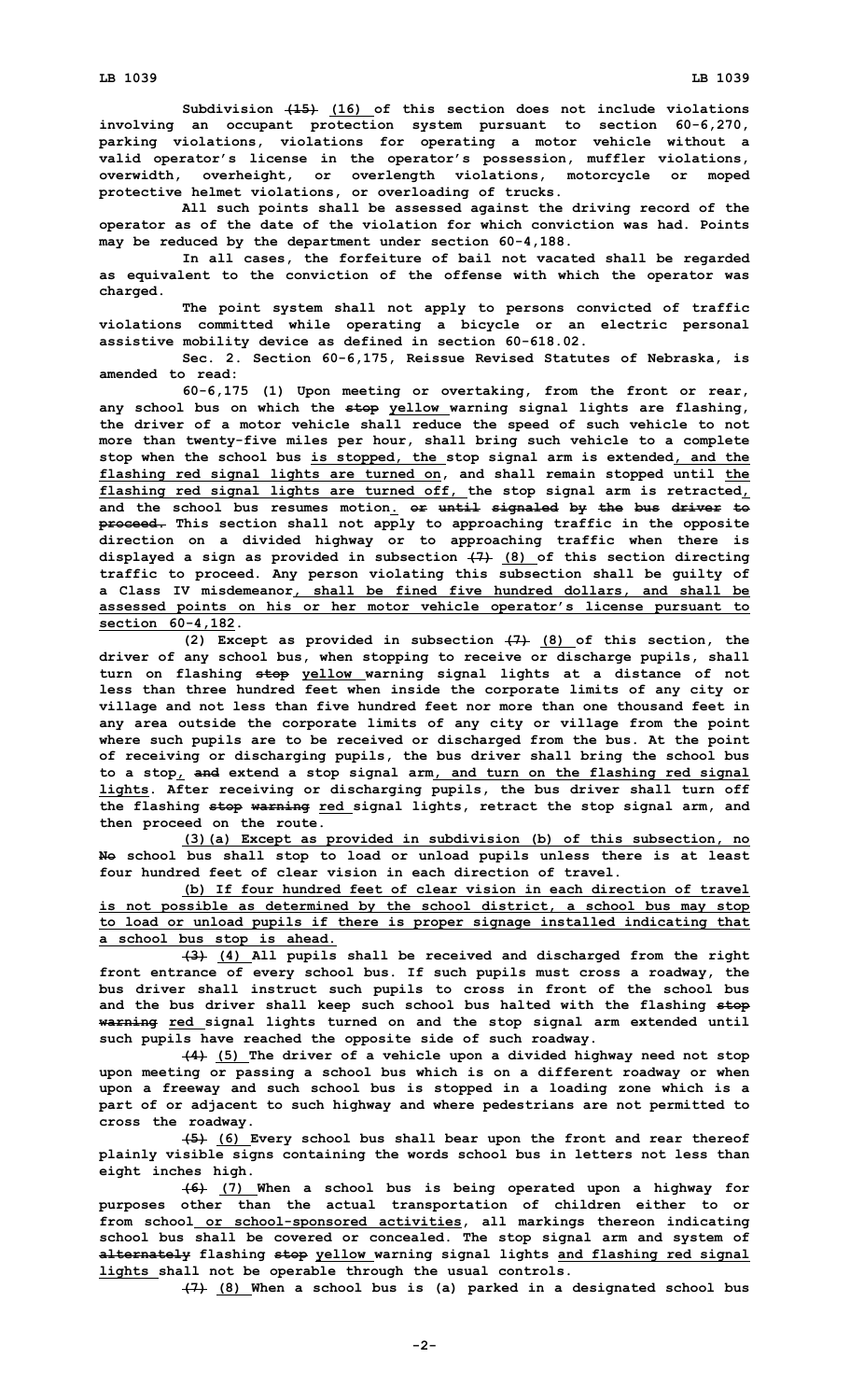Subdivision ~~(15)~~ <u>(16)</u> of this section does not include violations involving an occupant protection system pursuant to section 60-6,270, parking violations, violations for operating a motor vehicle without a valid operator's license in the operator's possession, muffler violations, overwidth, overheight, or overlength violations, motorcycle or moped protective helmet violations, or overloading of trucks.

All such points shall be assessed against the driving record of the operator as of the date of the violation for which conviction was had. Points may be reduced by the department under section 60-4,188.

In all cases, the forfeiture of bail not vacated shall be regarded as equivalent to the conviction of the offense with which the operator was charged.

The point system shall not apply to persons convicted of traffic violations committed while operating a bicycle or an electric personal assistive mobility device as defined in section 60-618.02.

Sec. 2. Section 60-6,175, Reissue Revised Statutes of Nebraska, is amended to read:

60-6,175 (1) Upon meeting or overtaking, from the front or rear, any school bus on which the ~~stop~~ <u>yellow</u> warning signal lights are flashing, the driver of a motor vehicle shall reduce the speed of such vehicle to not more than twenty-five miles per hour, shall bring such vehicle to a complete stop when the school bus <u>is stopped, the</u> stop signal arm is extended<u>, and the flashing red signal lights are turned on</u>, and shall remain stopped until <u>the flashing red signal lights are turned off,</u> the stop signal arm is retracted<u>,</u> and the school bus resumes motion<u>.</u> ~~or until signaled by the bus driver to proceed.~~ This section shall not apply to approaching traffic in the opposite direction on a divided highway or to approaching traffic when there is displayed a sign as provided in subsection ~~(7)~~ <u>(8)</u> of this section directing traffic to proceed. Any person violating this subsection shall be guilty of a Class IV misdemeanor<u>, shall be fined five hundred dollars, and shall be assessed points on his or her motor vehicle operator's license pursuant to section 60-4,182</u>.

(2) Except as provided in subsection ~~(7)~~ <u>(8)</u> of this section, the driver of any school bus, when stopping to receive or discharge pupils, shall turn on flashing ~~stop~~ <u>yellow</u> warning signal lights at a distance of not less than three hundred feet when inside the corporate limits of any city or village and not less than five hundred feet nor more than one thousand feet in any area outside the corporate limits of any city or village from the point where such pupils are to be received or discharged from the bus. At the point of receiving or discharging pupils, the bus driver shall bring the school bus to a stop<u>,</u> ~~and~~ extend a stop signal arm<u>, and turn on the flashing red signal lights</u>. After receiving or discharging pupils, the bus driver shall turn off the flashing ~~stop warning~~ <u>red</u> signal lights, retract the stop signal arm, and then proceed on the route.

<u>(3)(a) Except as provided in subdivision (b) of this subsection, no</u> ~~No~~ school bus shall stop to load or unload pupils unless there is at least four hundred feet of clear vision in each direction of travel.

<u>(b) If four hundred feet of clear vision in each direction of travel is not possible as determined by the school district, a school bus may stop to load or unload pupils if there is proper signage installed indicating that a school bus stop is ahead.</u>

~~(3)~~ <u>(4)</u> All pupils shall be received and discharged from the right front entrance of every school bus. If such pupils must cross a roadway, the bus driver shall instruct such pupils to cross in front of the school bus and the bus driver shall keep such school bus halted with the flashing ~~stop warning~~ <u>red</u> signal lights turned on and the stop signal arm extended until such pupils have reached the opposite side of such roadway.

~~(4)~~ <u>(5)</u> The driver of a vehicle upon a divided highway need not stop upon meeting or passing a school bus which is on a different roadway or when upon a freeway and such school bus is stopped in a loading zone which is a part of or adjacent to such highway and where pedestrians are not permitted to cross the roadway.

~~(5)~~ <u>(6)</u> Every school bus shall bear upon the front and rear thereof plainly visible signs containing the words school bus in letters not less than eight inches high.

~~(6)~~ <u>(7)</u> When a school bus is being operated upon a highway for purposes other than the actual transportation of children either to or from school<u> or school-sponsored activities</u>, all markings thereon indicating school bus shall be covered or concealed. The stop signal arm and system of ~~alternately~~ flashing ~~stop~~ <u>yellow</u> warning signal lights <u>and flashing red signal lights</u> shall not be operable through the usual controls.

~~(7)~~ <u>(8)</u> When a school bus is (a) parked in a designated school bus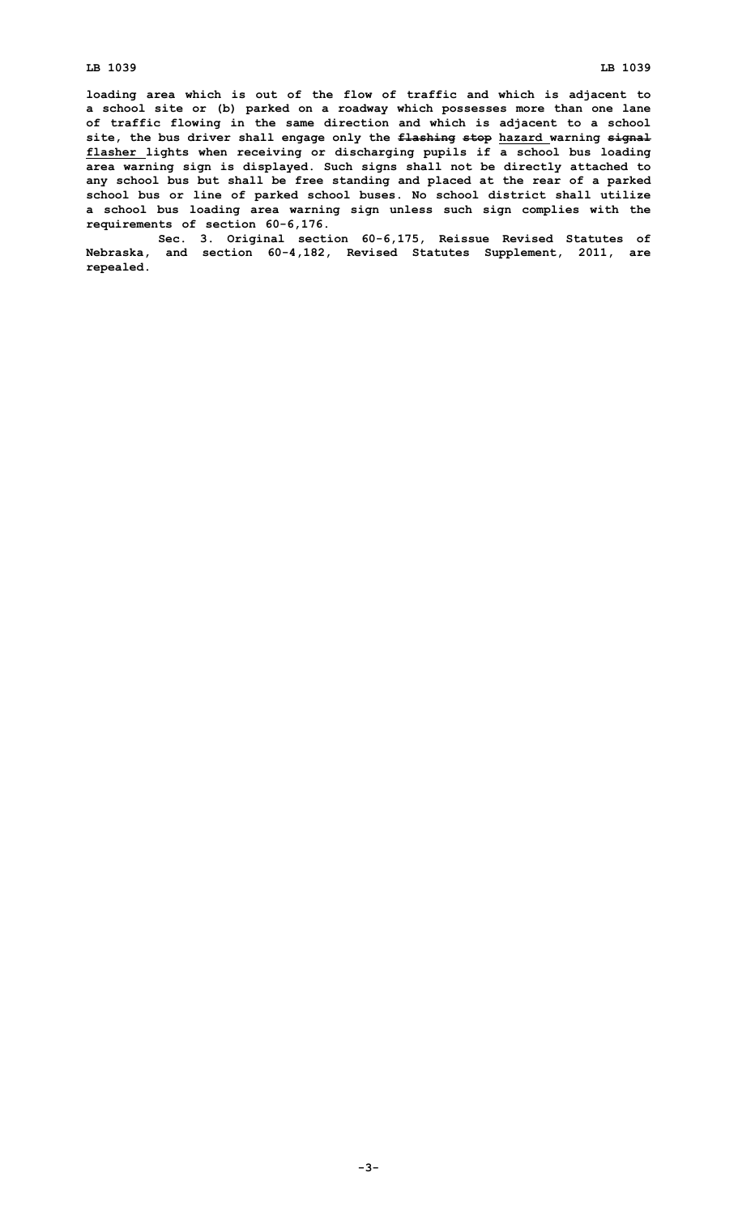loading area which is out of the flow of traffic and which is adjacent to a school site or (b) parked on a roadway which possesses more than one lane of traffic flowing in the same direction and which is adjacent to a school site, the bus driver shall engage only the ~~flashing stop~~ hazard warning ~~signal~~ flasher lights when receiving or discharging pupils if a school bus loading area warning sign is displayed. Such signs shall not be directly attached to any school bus but shall be free standing and placed at the rear of a parked school bus or line of parked school buses. No school district shall utilize a school bus loading area warning sign unless such sign complies with the requirements of section 60-6,176.

Sec. 3. Original section 60-6,175, Reissue Revised Statutes of Nebraska, and section 60-4,182, Revised Statutes Supplement, 2011, are repealed.